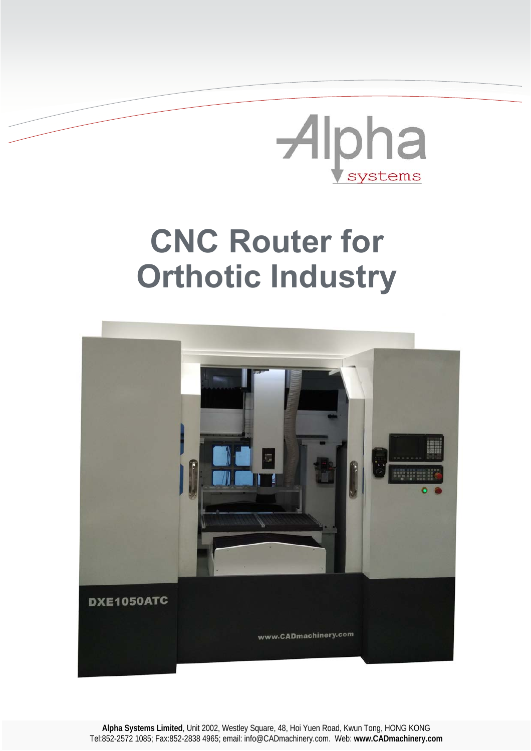# CNC Router for Orthotic Industry

**Alpha Systems Limited**, Unit 2002, Westley Square, 48, Hoi Yuen Road, Kwun Tong, HONG KONG
Tel:852-2572 1085; Fax:852-2838 4965; email: info@CADmachinery.com. Web: **www.CADmachinery.com**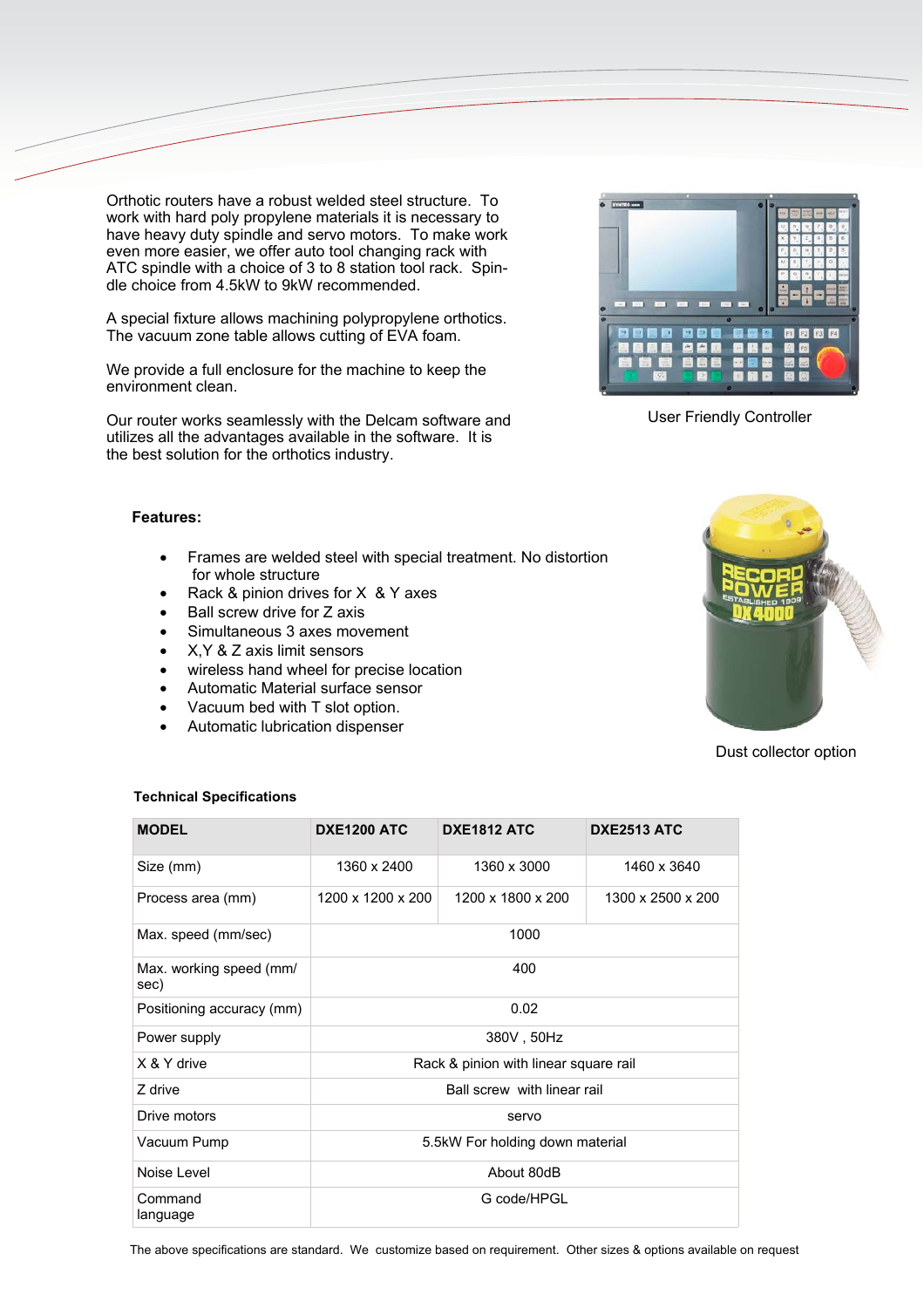Orthotic routers have a robust welded steel structure. To work with hard poly propylene materials it is necessary to have heavy duty spindle and servo motors. To make work even more easier, we offer auto tool changing rack with ATC spindle with a choice of 3 to 8 station tool rack. Spindle choice from 4.5kW to 9kW recommended.

A special fixture allows machining polypropylene orthotics. The vacuum zone table allows cutting of EVA foam.

We provide a full enclosure for the machine to keep the environment clean.

Our router works seamlessly with the Delcam software and utilizes all the advantages available in the software. It is the best solution for the orthotics industry.

User Friendly Controller

**Features:**

- Frames are welded steel with special treatment. No distortion for whole structure
- Rack & pinion drives for X & Y axes
- Ball screw drive for Z axis
- Simultaneous 3 axes movement
- X,Y & Z axis limit sensors
- wireless hand wheel for precise location
- Automatic Material surface sensor
- Vacuum bed with T slot option.
- Automatic lubrication dispenser

Dust collector option

**Technical Specifications**

| MODEL | DXE1200 ATC | DXE1812 ATC | DXE2513 ATC |
|---|---|---|---|
| Size (mm) | 1360 x 2400 | 1360 x 3000 | 1460 x 3640 |
| Process area (mm) | 1200 x 1200 x 200 | 1200 x 1800 x 200 | 1300 x 2500 x 200 |
| Max. speed (mm/sec) | 1000 | | |
| Max. working speed (mm/sec) | 400 | | |
| Positioning accuracy (mm) | 0.02 | | |
| Power supply | 380V , 50Hz | | |
| X & Y drive | Rack & pinion with linear square rail | | |
| Z drive | Ball screw with linear rail | | |
| Drive motors | servo | | |
| Vacuum Pump | 5.5kW For holding down material | | |
| Noise Level | About 80dB | | |
| Command language | G code/HPGL | | |

The above specifications are standard. We customize based on requirement. Other sizes & options available on request